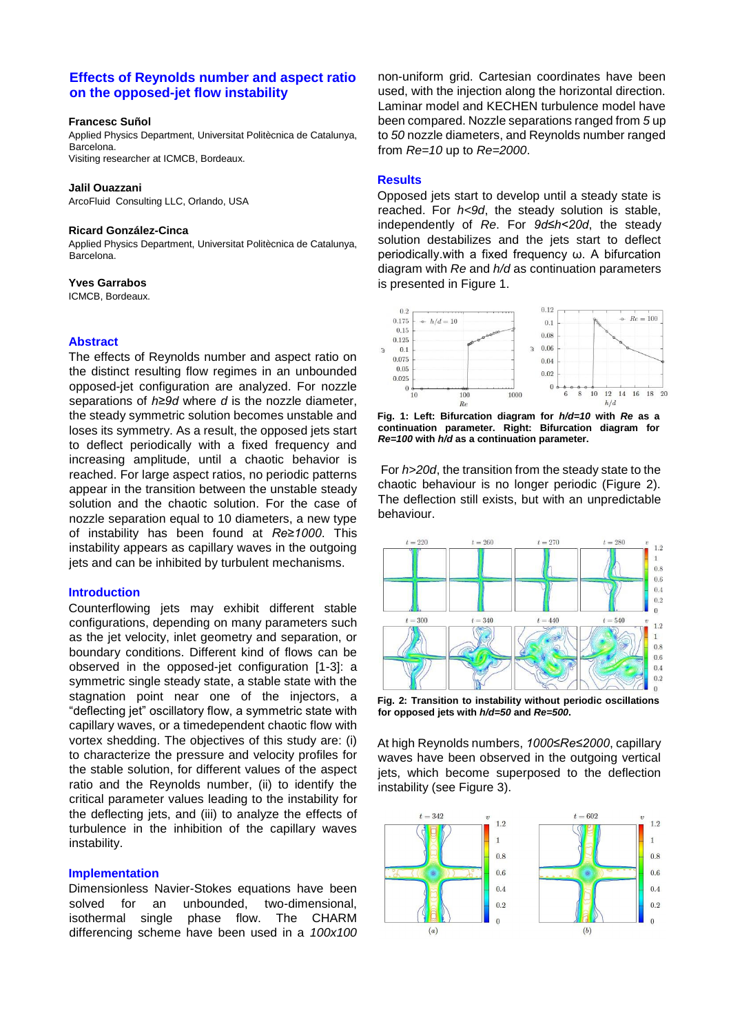# Effects of Reynolds number and aspect ratio on the opposed-jet flow instability

**Francesc Suñol**
Applied Physics Department, Universitat Politècnica de Catalunya, Barcelona.
Visiting researcher at ICMCB, Bordeaux.

**Jalil Ouazzani**
ArcoFluid Consulting LLC, Orlando, USA

**Ricard González-Cinca**
Applied Physics Department, Universitat Politècnica de Catalunya, Barcelona.

**Yves Garrabos**
ICMCB, Bordeaux.

## Abstract

The effects of Reynolds number and aspect ratio on the distinct resulting flow regimes in an unbounded opposed-jet configuration are analyzed. For nozzle separations of $h \geq 9d$ where $d$ is the nozzle diameter, the steady symmetric solution becomes unstable and loses its symmetry. As a result, the opposed jets start to deflect periodically with a fixed frequency and increasing amplitude, until a chaotic behavior is reached. For large aspect ratios, no periodic patterns appear in the transition between the unstable steady solution and the chaotic solution. For the case of nozzle separation equal to 10 diameters, a new type of instability has been found at $Re \geq 1000$. This instability appears as capillary waves in the outgoing jets and can be inhibited by turbulent mechanisms.

## Introduction

Counterflowing jets may exhibit different stable configurations, depending on many parameters such as the jet velocity, inlet geometry and separation, or boundary conditions. Different kind of flows can be observed in the opposed-jet configuration [1-3]: a symmetric single steady state, a stable state with the stagnation point near one of the injectors, a "deflecting jet" oscillatory flow, a symmetric state with capillary waves, or a timedependent chaotic flow with vortex shedding. The objectives of this study are: (i) to characterize the pressure and velocity profiles for the stable solution, for different values of the aspect ratio and the Reynolds number, (ii) to identify the critical parameter values leading to the instability for the deflecting jets, and (iii) to analyze the effects of turbulence in the inhibition of the capillary waves instability.

## Implementation

Dimensionless Navier-Stokes equations have been solved for an unbounded, two-dimensional, isothermal single phase flow. The CHARM differencing scheme have been used in a *100x100* non-uniform grid. Cartesian coordinates have been used, with the injection along the horizontal direction. Laminar model and KECHEN turbulence model have been compared. Nozzle separations ranged from *5* up to *50* nozzle diameters, and Reynolds number ranged from $Re=10$ up to $Re=2000$.

## Results

Opposed jets start to develop until a steady state is reached. For $h<9d$, the steady solution is stable, independently of $Re$. For $9d \leq h<20d$, the steady solution destabilizes and the jets start to deflect periodically.with a fixed frequency ω. A bifurcation diagram with $Re$ and $h/d$ as continuation parameters is presented in Figure 1.

**Fig. 1: Left: Bifurcation diagram for *h/d=10* with *Re* as a continuation parameter. Right: Bifurcation diagram for *Re=100* with *h/d* as a continuation parameter.**

For $h>20d$, the transition from the steady state to the chaotic behaviour is no longer periodic (Figure 2). The deflection still exists, but with an unpredictable behaviour.

**Fig. 2: Transition to instability without periodic oscillations for opposed jets with *h/d=50* and *Re=500*.**

At high Reynolds numbers, $1000 \leq Re \leq 2000$, capillary waves have been observed in the outgoing vertical jets, which become superposed to the deflection instability (see Figure 3).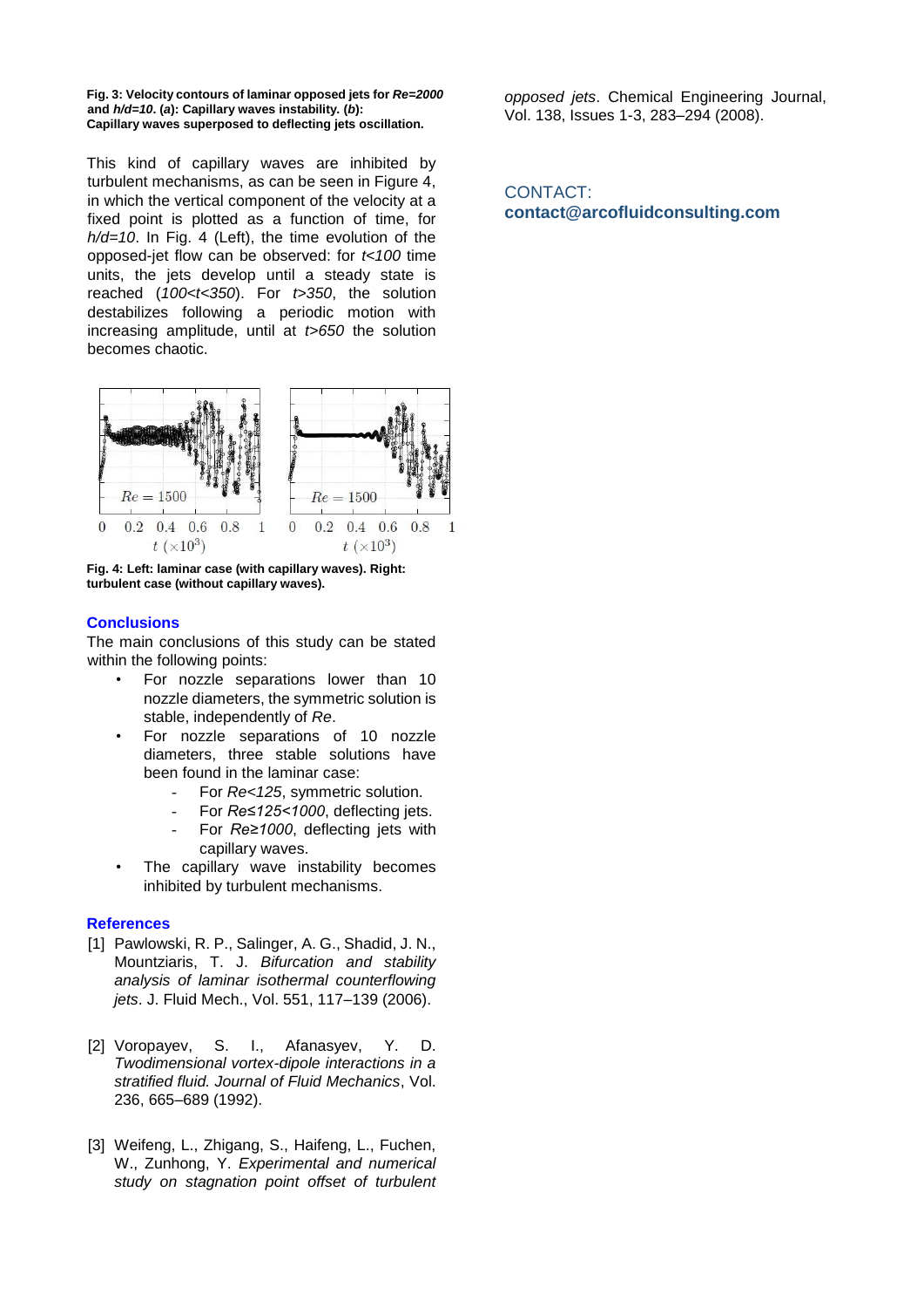**Fig. 3: Velocity contours of laminar opposed jets for *Re=2000* and *h/d=10*. (*a*): Capillary waves instability. (*b*): Capillary waves superposed to deflecting jets oscillation.**

This kind of capillary waves are inhibited by turbulent mechanisms, as can be seen in Figure 4, in which the vertical component of the velocity at a fixed point is plotted as a function of time, for *h/d=10*. In Fig. 4 (Left), the time evolution of the opposed-jet flow can be observed: for $t<100$ time units, the jets develop until a steady state is reached ($100<t<350$). For $t>350$, the solution destabilizes following a periodic motion with increasing amplitude, until at $t>650$ the solution becomes chaotic.

$Re = 1500$

0 0.2 0.4 0.6 0.8 1

$t\ (\times 10^3)$

$Re = 1500$

0 0.2 0.4 0.6 0.8 1

$t\ (\times 10^3)$

**Fig. 4: Left: laminar case (with capillary waves). Right: turbulent case (without capillary waves).**

## Conclusions

The main conclusions of this study can be stated within the following points:

- For nozzle separations lower than 10 nozzle diameters, the symmetric solution is stable, independently of *Re*.
- For nozzle separations of 10 nozzle diameters, three stable solutions have been found in the laminar case:
  - For $Re<125$, symmetric solution.
  - For $Re\leq 125<1000$, deflecting jets.
  - For $Re\geq 1000$, deflecting jets with capillary waves.
- The capillary wave instability becomes inhibited by turbulent mechanisms.

## References

[1] Pawlowski, R. P., Salinger, A. G., Shadid, J. N., Mountziaris, T. J. *Bifurcation and stability analysis of laminar isothermal counterflowing jets*. J. Fluid Mech., Vol. 551, 117–139 (2006).

[2] Voropayev, S. I., Afanasyev, Y. D. *Twodimensional vortex-dipole interactions in a stratified fluid. Journal of Fluid Mechanics*, Vol. 236, 665–689 (1992).

[3] Weifeng, L., Zhigang, S., Haifeng, L., Fuchen, W., Zunhong, Y. *Experimental and numerical study on stagnation point offset of turbulent opposed jets*. Chemical Engineering Journal, Vol. 138, Issues 1-3, 283–294 (2008).

CONTACT:
**contact@arcofluidconsulting.com**